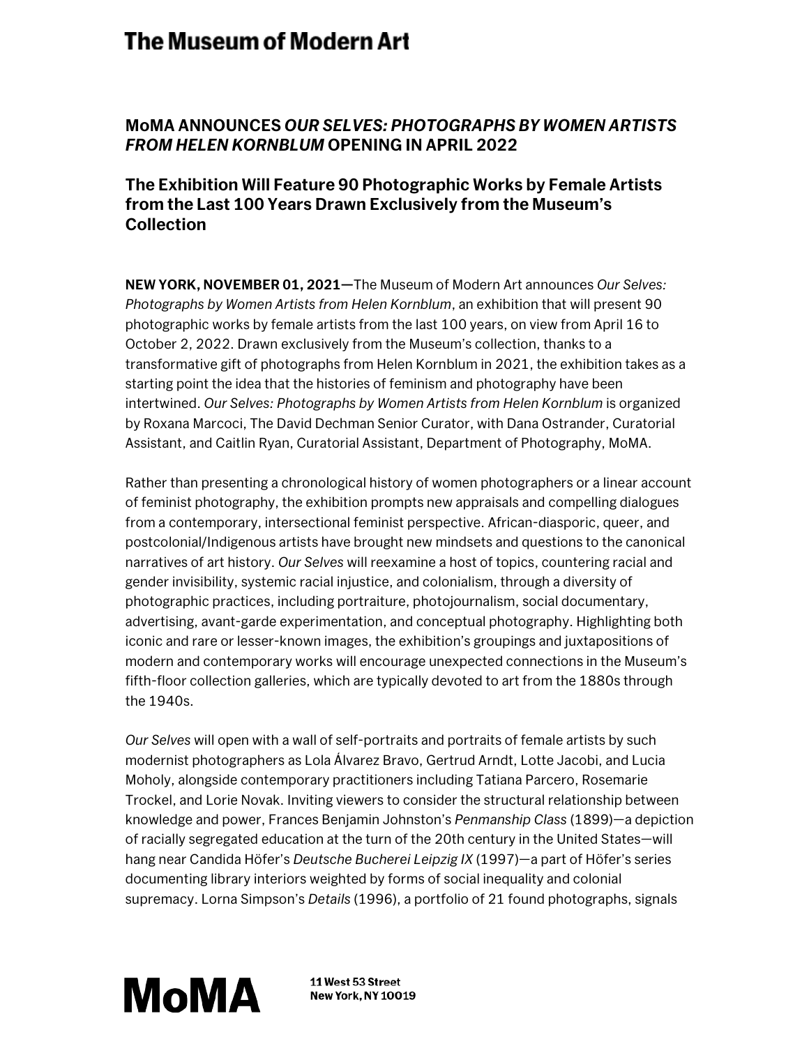# The Museum of Modern Art

## MoMA ANNOUNCES *OUR SELVES: PHOTOGRAPHS BY WOMEN ARTISTS FROM HELEN KORNBLUM* OPENING IN APRIL 2022

### The Exhibition Will Feature 90 Photographic Works by Female Artists from the Last 100 Years Drawn Exclusively from the Museum's Collection

**NEW YORK, NOVEMBER 01, 2021—**The Museum of Modern Art announces *Our Selves: Photographs by Women Artists from Helen Kornblum*, an exhibition that will present 90 photographic works by female artists from the last 100 years, on view from April 16 to October 2, 2022. Drawn exclusively from the Museum's collection, thanks to a transformative gift of photographs from Helen Kornblum in 2021, the exhibition takes as a starting point the idea that the histories of feminism and photography have been intertwined. *Our Selves: Photographs by Women Artists from Helen Kornblum* is organized by Roxana Marcoci, The David Dechman Senior Curator, with Dana Ostrander, Curatorial Assistant, and Caitlin Ryan, Curatorial Assistant, Department of Photography, MoMA.

Rather than presenting a chronological history of women photographers or a linear account of feminist photography, the exhibition prompts new appraisals and compelling dialogues from a contemporary, intersectional feminist perspective. African-diasporic, queer, and postcolonial/Indigenous artists have brought new mindsets and questions to the canonical narratives of art history. *Our Selves* will reexamine a host of topics, countering racial and gender invisibility, systemic racial injustice, and colonialism, through a diversity of photographic practices, including portraiture, photojournalism, social documentary, advertising, avant-garde experimentation, and conceptual photography. Highlighting both iconic and rare or lesser-known images, the exhibition's groupings and juxtapositions of modern and contemporary works will encourage unexpected connections in the Museum's fifth-floor collection galleries, which are typically devoted to art from the 1880s through the 1940s.

*Our Selves* will open with a wall of self-portraits and portraits of female artists by such modernist photographers as Lola Álvarez Bravo, Gertrud Arndt, Lotte Jacobi, and Lucia Moholy, alongside contemporary practitioners including Tatiana Parcero, Rosemarie Trockel, and Lorie Novak. Inviting viewers to consider the structural relationship between knowledge and power, Frances Benjamin Johnston's *Penmanship Class* (1899)—a depiction of racially segregated education at the turn of the 20th century in the United States—will hang near Candida Höfer's *Deutsche Bucherei Leipzig IX* (1997)—a part of Höfer's series documenting library interiors weighted by forms of social inequality and colonial supremacy. Lorna Simpson's *Details* (1996), a portfolio of 21 found photographs, signals

MoMA

11 West 53 Street
New York, NY 10019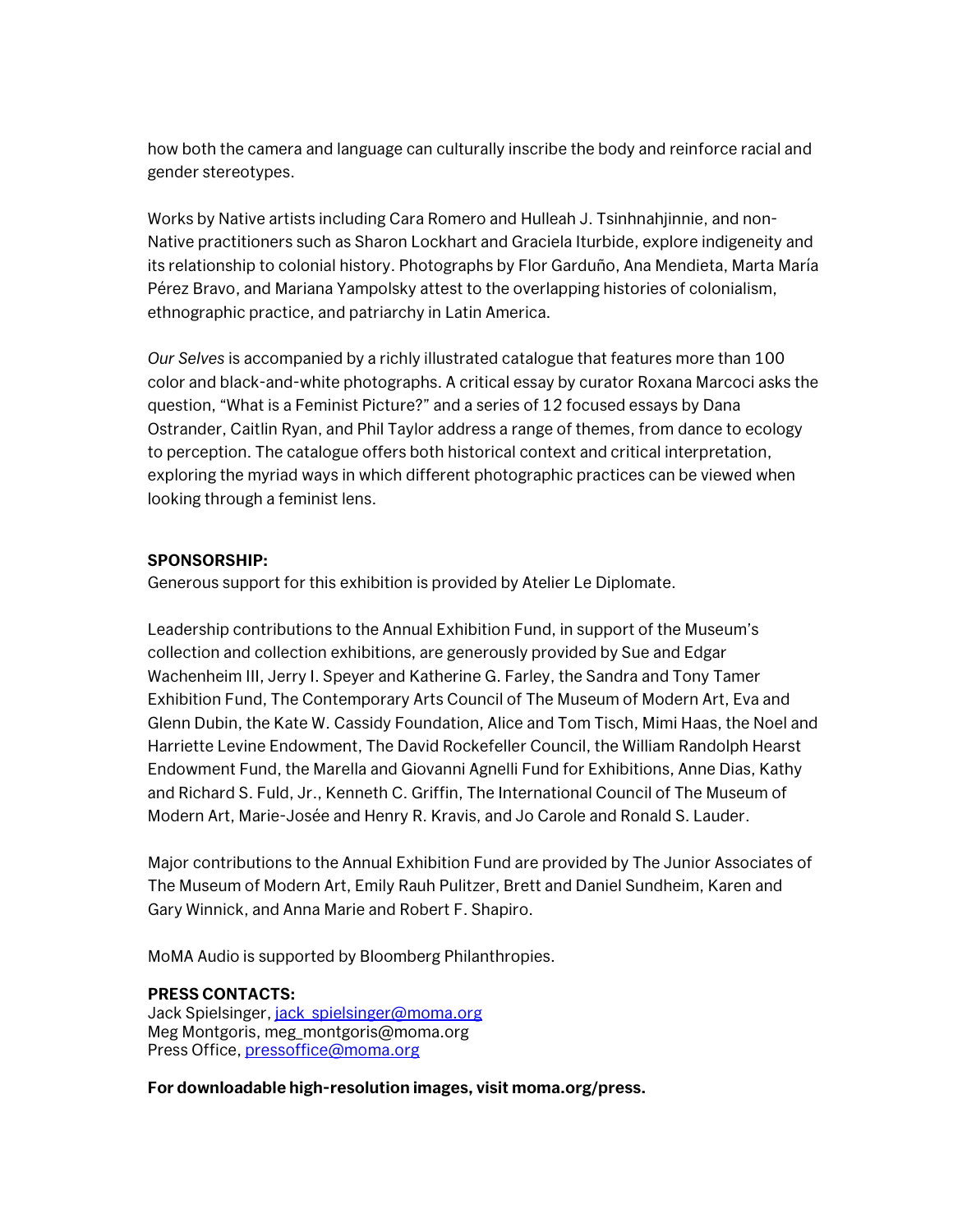how both the camera and language can culturally inscribe the body and reinforce racial and gender stereotypes.

Works by Native artists including Cara Romero and Hulleah J. Tsinhnahjinnie, and non-Native practitioners such as Sharon Lockhart and Graciela Iturbide, explore indigeneity and its relationship to colonial history. Photographs by Flor Garduño, Ana Mendieta, Marta María Pérez Bravo, and Mariana Yampolsky attest to the overlapping histories of colonialism, ethnographic practice, and patriarchy in Latin America.

*Our Selves* is accompanied by a richly illustrated catalogue that features more than 100 color and black-and-white photographs. A critical essay by curator Roxana Marcoci asks the question, "What is a Feminist Picture?" and a series of 12 focused essays by Dana Ostrander, Caitlin Ryan, and Phil Taylor address a range of themes, from dance to ecology to perception. The catalogue offers both historical context and critical interpretation, exploring the myriad ways in which different photographic practices can be viewed when looking through a feminist lens.

**SPONSORSHIP:**
Generous support for this exhibition is provided by Atelier Le Diplomate.

Leadership contributions to the Annual Exhibition Fund, in support of the Museum's collection and collection exhibitions, are generously provided by Sue and Edgar Wachenheim III, Jerry I. Speyer and Katherine G. Farley, the Sandra and Tony Tamer Exhibition Fund, The Contemporary Arts Council of The Museum of Modern Art, Eva and Glenn Dubin, the Kate W. Cassidy Foundation, Alice and Tom Tisch, Mimi Haas, the Noel and Harriette Levine Endowment, The David Rockefeller Council, the William Randolph Hearst Endowment Fund, the Marella and Giovanni Agnelli Fund for Exhibitions, Anne Dias, Kathy and Richard S. Fuld, Jr., Kenneth C. Griffin, The International Council of The Museum of Modern Art, Marie-Josée and Henry R. Kravis, and Jo Carole and Ronald S. Lauder.

Major contributions to the Annual Exhibition Fund are provided by The Junior Associates of The Museum of Modern Art, Emily Rauh Pulitzer, Brett and Daniel Sundheim, Karen and Gary Winnick, and Anna Marie and Robert F. Shapiro.

MoMA Audio is supported by Bloomberg Philanthropies.

**PRESS CONTACTS:**
Jack Spielsinger, jack_spielsinger@moma.org
Meg Montgoris, meg_montgoris@moma.org
Press Office, pressoffice@moma.org

**For downloadable high-resolution images, visit moma.org/press.**